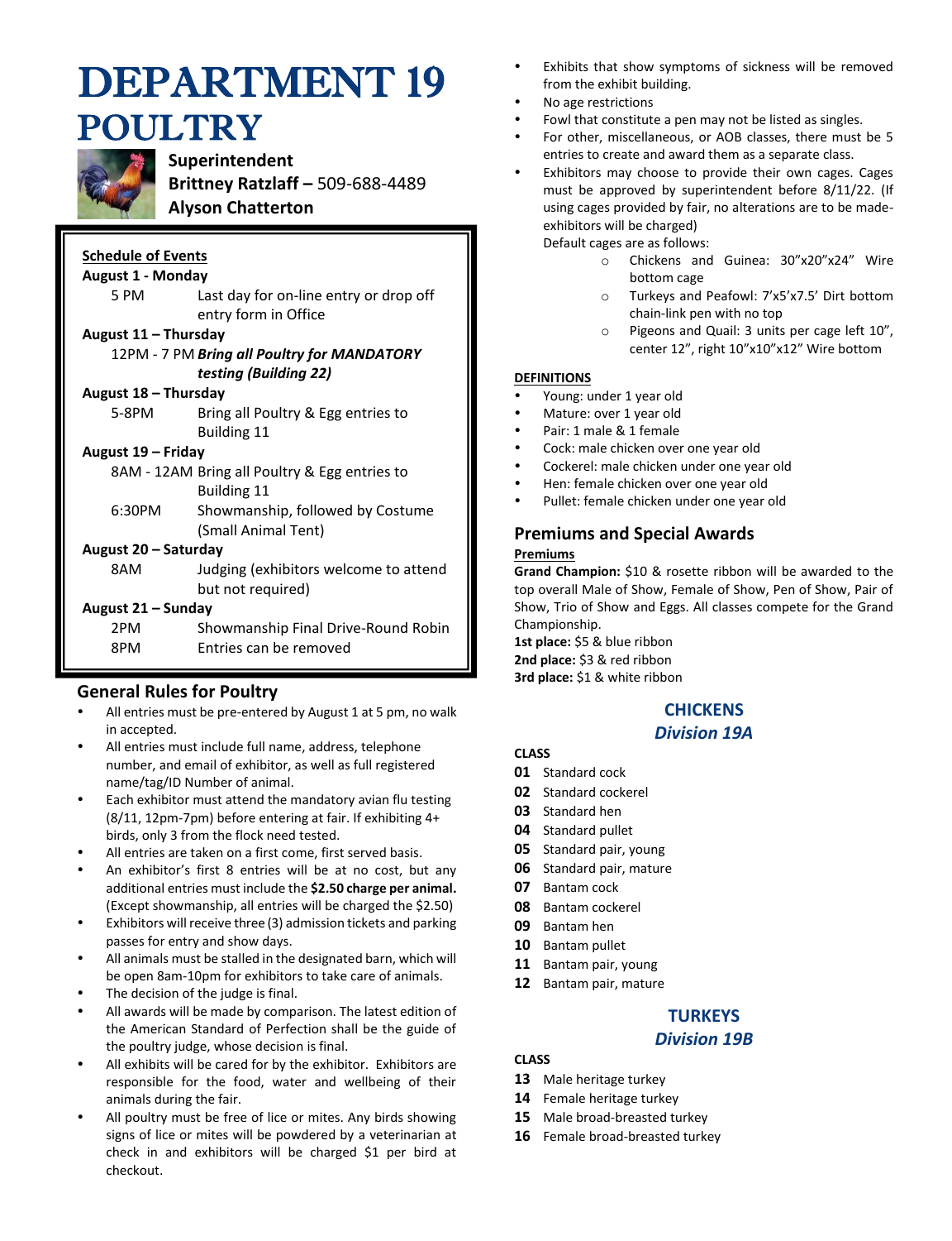# DEPARTMENT 19
# POULTRY

**Superintendent**
**Brittney Ratzlaff –** 509-688-4489
**Alyson Chatterton**

**Schedule of Events**

**August 1 - Monday**

| | |
|---|---|
| 5 PM | Last day for on-line entry or drop off entry form in Office |

**August 11 – Thursday**

| | |
|---|---|
| 12PM - 7 PM | ***Bring all Poultry for MANDATORY testing (Building 22)*** |

**August 18 – Thursday**

| | |
|---|---|
| 5-8PM | Bring all Poultry & Egg entries to Building 11 |

**August 19 – Friday**

| | |
|---|---|
| 8AM - 12AM | Bring all Poultry & Egg entries to Building 11 |
| 6:30PM | Showmanship, followed by Costume (Small Animal Tent) |

**August 20 – Saturday**

| | |
|---|---|
| 8AM | Judging (exhibitors welcome to attend but not required) |

**August 21 – Sunday**

| | |
|---|---|
| 2PM | Showmanship Final Drive-Round Robin |
| 8PM | Entries can be removed |

## General Rules for Poultry

- All entries must be pre-entered by August 1 at 5 pm, no walk in accepted.
- All entries must include full name, address, telephone number, and email of exhibitor, as well as full registered name/tag/ID Number of animal.
- Each exhibitor must attend the mandatory avian flu testing (8/11, 12pm-7pm) before entering at fair. If exhibiting 4+ birds, only 3 from the flock need tested.
- All entries are taken on a first come, first served basis.
- An exhibitor's first 8 entries will be at no cost, but any additional entries must include the **$2.50 charge per animal.** (Except showmanship, all entries will be charged the $2.50)
- Exhibitors will receive three (3) admission tickets and parking passes for entry and show days.
- All animals must be stalled in the designated barn, which will be open 8am-10pm for exhibitors to take care of animals.
- The decision of the judge is final.
- All awards will be made by comparison. The latest edition of the American Standard of Perfection shall be the guide of the poultry judge, whose decision is final.
- All exhibits will be cared for by the exhibitor. Exhibitors are responsible for the food, water and wellbeing of their animals during the fair.
- All poultry must be free of lice or mites. Any birds showing signs of lice or mites will be powdered by a veterinarian at check in and exhibitors will be charged $1 per bird at checkout.
- Exhibits that show symptoms of sickness will be removed from the exhibit building.
- No age restrictions
- Fowl that constitute a pen may not be listed as singles.
- For other, miscellaneous, or AOB classes, there must be 5 entries to create and award them as a separate class.
- Exhibitors may choose to provide their own cages. Cages must be approved by superintendent before 8/11/22. (If using cages provided by fair, no alterations are to be made- exhibitors will be charged)

  Default cages are as follows:
  - Chickens and Guinea: 30"x20"x24" Wire bottom cage
  - Turkeys and Peafowl: 7'x5'x7.5' Dirt bottom chain-link pen with no top
  - Pigeons and Quail: 3 units per cage left 10", center 12", right 10"x10"x12" Wire bottom

**DEFINITIONS**

- Young: under 1 year old
- Mature: over 1 year old
- Pair: 1 male & 1 female
- Cock: male chicken over one year old
- Cockerel: male chicken under one year old
- Hen: female chicken over one year old
- Pullet: female chicken under one year old

## Premiums and Special Awards

**Premiums**

**Grand Champion:** $10 & rosette ribbon will be awarded to the top overall Male of Show, Female of Show, Pen of Show, Pair of Show, Trio of Show and Eggs. All classes compete for the Grand Championship.
**1st place:** $5 & blue ribbon
**2nd place:** $3 & red ribbon
**3rd place:** $1 & white ribbon

### CHICKENS
### *Division 19A*

**CLASS**

**01** Standard cock
**02** Standard cockerel
**03** Standard hen
**04** Standard pullet
**05** Standard pair, young
**06** Standard pair, mature
**07** Bantam cock
**08** Bantam cockerel
**09** Bantam hen
**10** Bantam pullet
**11** Bantam pair, young
**12** Bantam pair, mature

### TURKEYS
### *Division 19B*

**CLASS**

**13** Male heritage turkey
**14** Female heritage turkey
**15** Male broad-breasted turkey
**16** Female broad-breasted turkey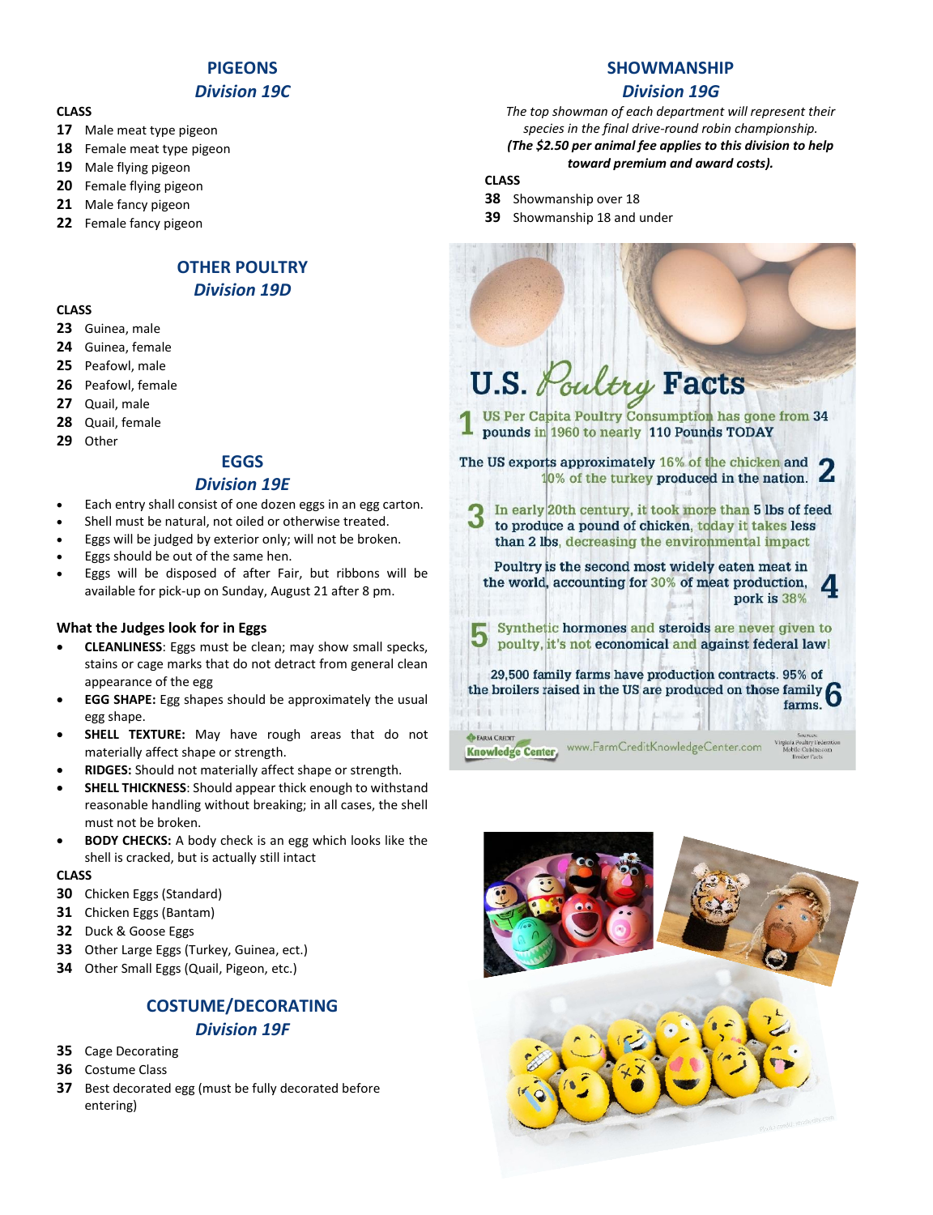## PIGEONS

### *Division 19C*

**CLASS**

- **17** Male meat type pigeon
- **18** Female meat type pigeon
- **19** Male flying pigeon
- **20** Female flying pigeon
- **21** Male fancy pigeon
- **22** Female fancy pigeon

## OTHER POULTRY

### *Division 19D*

**CLASS**

- **23** Guinea, male
- **24** Guinea, female
- **25** Peafowl, male
- **26** Peafowl, female
- **27** Quail, male
- **28** Quail, female
- **29** Other

## EGGS

### *Division 19E*

- Each entry shall consist of one dozen eggs in an egg carton.
- Shell must be natural, not oiled or otherwise treated.
- Eggs will be judged by exterior only; will not be broken.
- Eggs should be out of the same hen.
- Eggs will be disposed of after Fair, but ribbons will be available for pick-up on Sunday, August 21 after 8 pm.

**What the Judges look for in Eggs**

- **CLEANLINESS**: Eggs must be clean; may show small specks, stains or cage marks that do not detract from general clean appearance of the egg
- **EGG SHAPE:** Egg shapes should be approximately the usual egg shape.
- **SHELL TEXTURE:** May have rough areas that do not materially affect shape or strength.
- **RIDGES:** Should not materially affect shape or strength.
- **SHELL THICKNESS**: Should appear thick enough to withstand reasonable handling without breaking; in all cases, the shell must not be broken.
- **BODY CHECKS:** A body check is an egg which looks like the shell is cracked, but is actually still intact

**CLASS**

- **30** Chicken Eggs (Standard)
- **31** Chicken Eggs (Bantam)
- **32** Duck & Goose Eggs
- **33** Other Large Eggs (Turkey, Guinea, ect.)
- **34** Other Small Eggs (Quail, Pigeon, etc.)

## COSTUME/DECORATING

### *Division 19F*

- **35** Cage Decorating
- **36** Costume Class
- **37** Best decorated egg (must be fully decorated before entering)

## SHOWMANSHIP

### *Division 19G*

*The top showman of each department will represent their species in the final drive-round robin championship.*

***(The $2.50 per animal fee applies to this division to help toward premium and award costs).***

**CLASS**

- **38** Showmanship over 18
- **39** Showmanship 18 and under

**U.S. Poultry Facts**

1. US Per Capita Poultry Consumption has gone from 34 pounds in 1960 to nearly 110 Pounds TODAY
2. The US exports approximately 16% of the chicken and 10% of the turkey produced in the nation.
3. In early 20th century, it took more than 5 lbs of feed to produce a pound of chicken, today it takes less than 2 lbs, decreasing the environmental impact
4. Poultry is the second most widely eaten meat in the world, accounting for 30% of meat production, pork is 38%
5. Synthetic hormones and steroids are never given to poulty, it's not economical and against federal law!
6. 29,500 family farms have production contracts. 95% of the broilers raised in the US are produced on those family farms.

Farm Credit Knowledge Center www.FarmCreditKnowledgeCenter.com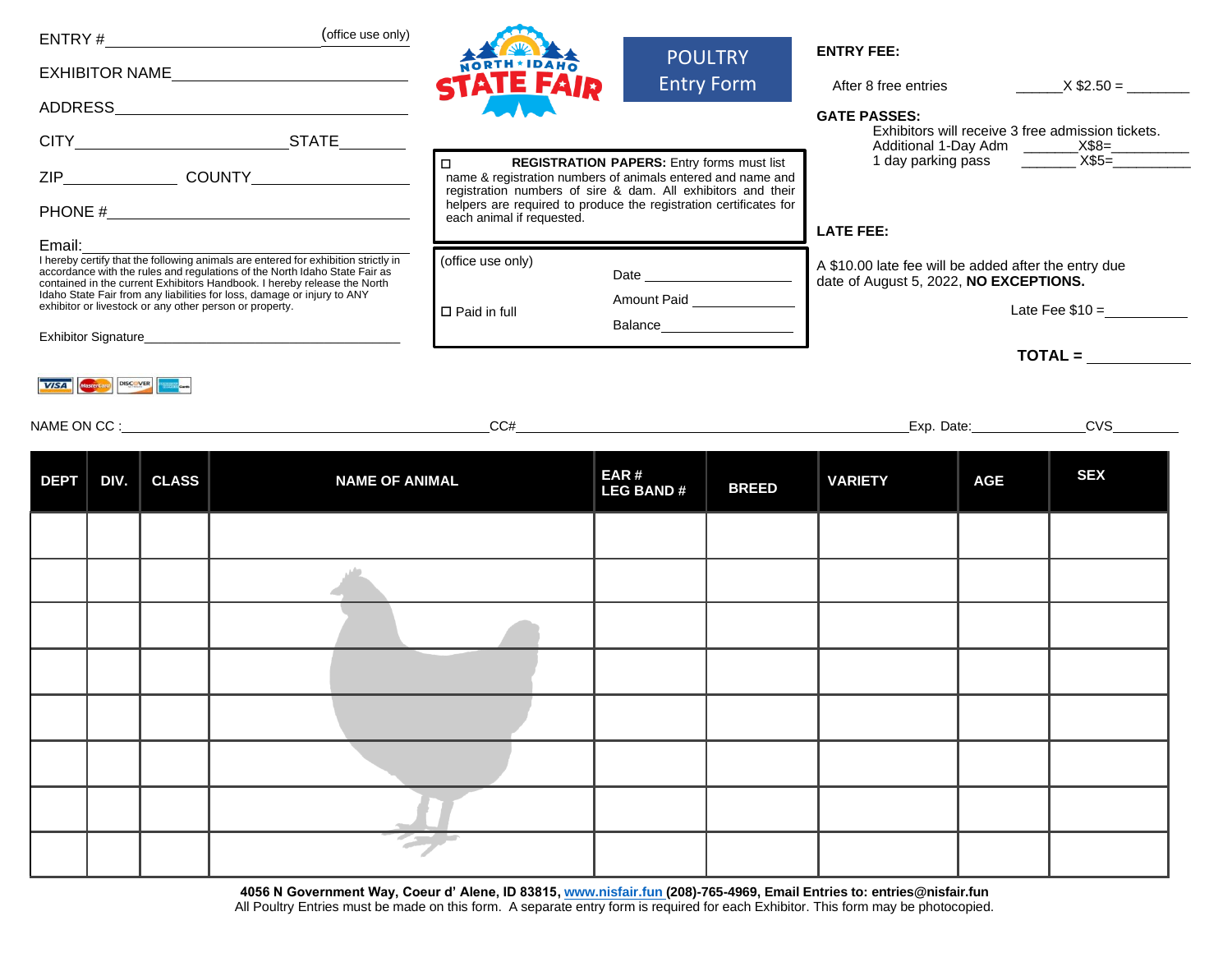ENTRY #\_\_\_\_\_\_\_\_\_\_\_\_\_\_\_\_\_\_\_\_\_\_\_\_ (office use only)

EXHIBITOR NAME\_\_\_\_\_\_\_\_\_\_\_\_\_\_\_\_\_\_\_\_\_\_\_\_

ADDRESS\_\_\_\_\_\_\_\_\_\_\_\_\_\_\_\_\_\_\_\_\_\_\_\_

CITY\_\_\_\_\_\_\_\_\_\_\_\_\_\_\_\_ STATE\_\_\_\_\_\_\_\_

ZIP\_\_\_\_\_\_\_\_\_\_\_\_ COUNTY\_\_\_\_\_\_\_\_\_\_\_\_\_\_\_\_

PHONE #\_\_\_\_\_\_\_\_\_\_\_\_\_\_\_\_\_\_\_\_\_\_\_\_

Email:\_\_\_\_\_\_\_\_\_\_\_\_\_\_\_\_\_\_\_\_\_\_\_\_

I hereby certify that the following animals are entered for exhibition strictly in accordance with the rules and regulations of the North Idaho State Fair as contained in the current Exhibitors Handbook. I hereby release the North Idaho State Fair from any liabilities for loss, damage or injury to ANY exhibitor or livestock or any other person or property.

Exhibitor Signature\_\_\_\_\_\_\_\_\_\_\_\_\_\_\_\_\_\_\_\_\_\_\_\_

NORTH ★ IDAHO STATE FAIR

# POULTRY Entry Form

☐ **REGISTRATION PAPERS:** Entry forms must list name & registration numbers of animals entered and name and registration numbers of sire & dam. All exhibitors and their helpers are required to produce the registration certificates for each animal if requested.

(office use only)

☐ Paid in full

Date \_\_\_\_\_\_\_\_\_\_\_\_

Amount Paid \_\_\_\_\_\_\_\_\_\_\_\_

Balance\_\_\_\_\_\_\_\_\_\_\_\_

**ENTRY FEE:**

After 8 free entries \_\_\_\_\_\_X $2.50 = \_\_\_\_\_\_\_\_

**GATE PASSES:**

Exhibitors will receive 3 free admission tickets.

Additional 1-Day Adm \_\_\_\_\_\_\_X$8=\_\_\_\_\_\_\_\_\_\_

1 day parking pass \_\_\_\_\_\_\_ X$5=\_\_\_\_\_\_\_\_\_\_

**LATE FEE:**

A $10.00 late fee will be added after the entry due date of August 5, 2022, **NO EXCEPTIONS.**

Late Fee $10 =\_\_\_\_\_\_\_\_\_\_\_

**TOTAL =** \_\_\_\_\_\_\_\_\_\_\_\_\_

VISA | MasterCard | DISCOVER | American Express

NAME ON CC :\_\_\_\_\_\_\_\_\_\_\_\_\_\_\_\_\_\_\_\_\_\_\_\_ CC#\_\_\_\_\_\_\_\_\_\_\_\_\_\_\_\_\_\_\_\_\_\_\_\_ Exp. Date:\_\_\_\_\_\_\_\_\_\_\_\_ CVS\_\_\_\_\_\_\_\_

| DEPT | DIV. | CLASS | NAME OF ANIMAL | EAR # LEG BAND # | BREED | VARIETY | AGE | SEX |
|---|---|---|---|---|---|---|---|---|
| | | | | | | | | |
| | | | | | | | | |
| | | | | | | | | |
| | | | | | | | | |
| | | | | | | | | |
| | | | | | | | | |
| | | | | | | | | |
| | | | | | | | | |

**4056 N Government Way, Coeur d' Alene, ID 83815, www.nisfair.fun (208)-765-4969, Email Entries to: entries@nisfair.fun**

All Poultry Entries must be made on this form. A separate entry form is required for each Exhibitor. This form may be photocopied.